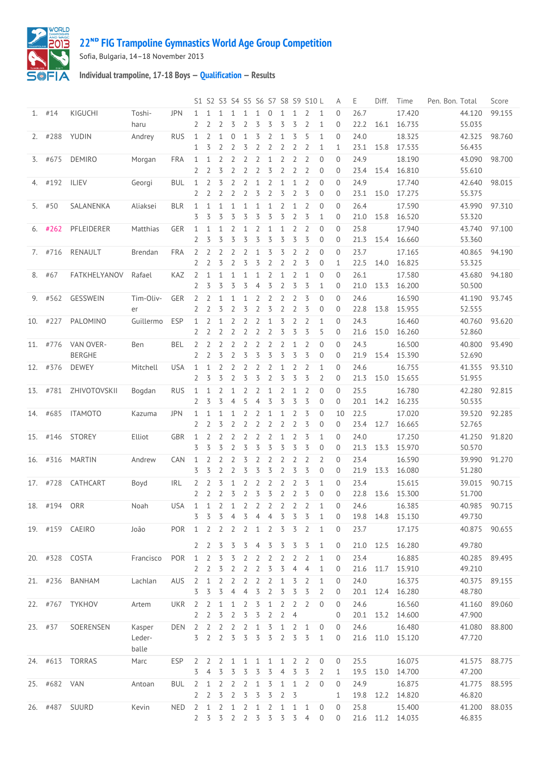# 22ᴺᴰ FIG Trampoline Gymnastics World Age Group Competition

Sofia, Bulgaria, 14–18 November 2013

## Individual trampoline, 17-18 Boys — Qualification — Results

| | | | | | S1 | S2 | S3 | S4 | S5 | S6 | S7 | S8 | S9 | S10 | L | A | E | Diff. | Time | Pen. | Bon. | Total | Score |
|---|---|---|---|---|---|---|---|---|---|---|---|---|---|---|---|---|---|---|---|---|---|---|---|
| 1. | #14 | KIGUCHI | Toshi-haru | JPN | 1 | 1 | 1 | 1 | 1 | 1 | 0 | 1 | 1 | 2 | 1 | 0 | 26.7 | | 17.420 | | | 44.120 | 99.155 |
| | | | | | 2 | 2 | 2 | 3 | 2 | 3 | 3 | 3 | 3 | 2 | 1 | 0 | 22.2 | 16.1 | 16.735 | | | 55.035 | |
| 2. | #288 | YUDIN | Andrey | RUS | 1 | 2 | 1 | 0 | 1 | 3 | 2 | 1 | 3 | 5 | 1 | 0 | 24.0 | | 18.325 | | | 42.325 | 98.760 |
| | | | | | 1 | 3 | 2 | 2 | 3 | 2 | 2 | 2 | 2 | 2 | 1 | 1 | 23.1 | 15.8 | 17.535 | | | 56.435 | |
| 3. | #675 | DEMIRO | Morgan | FRA | 1 | 1 | 2 | 2 | 2 | 2 | 1 | 2 | 2 | 2 | 0 | 0 | 24.9 | | 18.190 | | | 43.090 | 98.700 |
| | | | | | 2 | 2 | 3 | 2 | 2 | 2 | 3 | 2 | 2 | 2 | 0 | 0 | 23.4 | 15.4 | 16.810 | | | 55.610 | |
| 4. | #192 | ILIEV | Georgi | BUL | 1 | 2 | 3 | 2 | 2 | 1 | 2 | 1 | 1 | 2 | 0 | 0 | 24.9 | | 17.740 | | | 42.640 | 98.015 |
| | | | | | 2 | 2 | 2 | 2 | 2 | 3 | 2 | 3 | 2 | 3 | 0 | 0 | 23.1 | 15.0 | 17.275 | | | 55.375 | |
| 5. | #50 | SALANENKA | Aliaksei | BLR | 1 | 1 | 1 | 1 | 1 | 1 | 1 | 2 | 1 | 2 | 0 | 0 | 26.4 | | 17.590 | | | 43.990 | 97.310 |
| | | | | | 3 | 3 | 3 | 3 | 3 | 3 | 3 | 3 | 2 | 3 | 1 | 0 | 21.0 | 15.8 | 16.520 | | | 53.320 | |
| 6. | #262 | PFLEIDERER | Matthias | GER | 1 | 1 | 2 | 2 | 1 | 2 | 1 | 1 | 2 | 2 | 0 | 0 | 25.8 | | 17.940 | | | 43.740 | 97.100 |
| | | | | | 2 | 3 | 3 | 3 | 3 | 3 | 3 | 3 | 3 | 3 | 0 | 0 | 21.3 | 15.4 | 16.660 | | | 53.360 | |
| 7. | #716 | RENAULT | Brendan | FRA | 2 | 2 | 2 | 2 | 2 | 1 | 3 | 3 | 2 | 2 | 0 | 0 | 23.7 | | 17.165 | | | 40.865 | 94.190 |
| | | | | | 2 | 2 | 3 | 2 | 3 | 3 | 2 | 2 | 2 | 3 | 0 | 1 | 22.5 | 14.0 | 16.825 | | | 53.325 | |
| 8. | #67 | FATKHELYANOV | Rafael | KAZ | 2 | 1 | 1 | 1 | 1 | 1 | 1 | 2 | 2 | 1 | 0 | 0 | 26.1 | | 17.580 | | | 43.680 | 94.180 |
| | | | | | 2 | 3 | 3 | 3 | 3 | 4 | 3 | 2 | 3 | 3 | 1 | 0 | 21.0 | 13.3 | 16.200 | | | 50.500 | |
| 9. | #562 | GESSWEIN | Tim-Oliv-er | GER | 2 | 2 | 1 | 1 | 1 | 2 | 2 | 2 | 2 | 3 | 0 | 0 | 24.6 | | 16.590 | | | 41.190 | 93.745 |
| | | | | | 2 | 2 | 3 | 2 | 3 | 2 | 3 | 2 | 2 | 3 | 0 | 0 | 22.8 | 13.8 | 15.955 | | | 52.555 | |
| 10. | #227 | PALOMINO | Guillermo | ESP | 1 | 2 | 1 | 2 | 2 | 2 | 1 | 3 | 2 | 2 | 1 | 0 | 24.3 | | 16.460 | | | 40.760 | 93.620 |
| | | | | | 2 | 2 | 2 | 2 | 2 | 2 | 2 | 3 | 3 | 3 | 5 | 0 | 21.6 | 15.0 | 16.260 | | | 52.860 | |
| 11. | #776 | VAN OVER-BERGHE | Ben | BEL | 2 | 2 | 2 | 2 | 2 | 2 | 2 | 2 | 1 | 2 | 0 | 0 | 24.3 | | 16.500 | | | 40.800 | 93.490 |
| | | | | | 2 | 2 | 3 | 2 | 3 | 3 | 3 | 3 | 3 | 3 | 0 | 0 | 21.9 | 15.4 | 15.390 | | | 52.690 | |
| 12. | #376 | DEWEY | Mitchell | USA | 1 | 1 | 2 | 2 | 2 | 2 | 2 | 1 | 2 | 2 | 1 | 0 | 24.6 | | 16.755 | | | 41.355 | 93.310 |
| | | | | | 2 | 3 | 3 | 2 | 3 | 3 | 2 | 3 | 3 | 3 | 2 | 0 | 21.3 | 15.0 | 15.655 | | | 51.955 | |
| 13. | #781 | ZHIVOTOVSKII | Bogdan | RUS | 1 | 1 | 2 | 1 | 2 | 2 | 1 | 2 | 1 | 2 | 0 | 0 | 25.5 | | 16.780 | | | 42.280 | 92.815 |
| | | | | | 2 | 3 | 3 | 4 | 5 | 4 | 3 | 3 | 3 | 3 | 0 | 0 | 20.1 | 14.2 | 16.235 | | | 50.535 | |
| 14. | #685 | ITAMOTO | Kazuma | JPN | 1 | 1 | 1 | 1 | 2 | 2 | 1 | 1 | 2 | 3 | 0 | 10 | 22.5 | | 17.020 | | | 39.520 | 92.285 |
| | | | | | 2 | 2 | 3 | 2 | 2 | 2 | 2 | 2 | 2 | 3 | 0 | 0 | 23.4 | 12.7 | 16.665 | | | 52.765 | |
| 15. | #146 | STOREY | Elliot | GBR | 1 | 2 | 2 | 2 | 2 | 2 | 2 | 1 | 2 | 3 | 1 | 0 | 24.0 | | 17.250 | | | 41.250 | 91.820 |
| | | | | | 3 | 3 | 3 | 2 | 3 | 3 | 3 | 3 | 3 | 3 | 0 | 0 | 21.3 | 13.3 | 15.970 | | | 50.570 | |
| 16. | #316 | MARTIN | Andrew | CAN | 1 | 2 | 2 | 2 | 3 | 2 | 2 | 2 | 2 | 2 | 2 | 0 | 23.4 | | 16.590 | | | 39.990 | 91.270 |
| | | | | | 3 | 3 | 2 | 3 | 3 | 3 | 3 | 2 | 3 | 3 | 0 | 0 | 21.9 | 13.3 | 16.080 | | | 51.280 | |
| 17. | #728 | CATHCART | Boyd | IRL | 2 | 2 | 3 | 1 | 2 | 2 | 2 | 2 | 2 | 3 | 1 | 0 | 23.4 | | 15.615 | | | 39.015 | 90.715 |
| | | | | | 2 | 2 | 2 | 3 | 2 | 3 | 3 | 2 | 2 | 3 | 0 | 0 | 22.8 | 13.6 | 15.300 | | | 51.700 | |
| 18. | #194 | ORR | Noah | USA | 1 | 1 | 2 | 1 | 2 | 2 | 2 | 2 | 2 | 2 | 1 | 0 | 24.6 | | 16.385 | | | 40.985 | 90.715 |
| | | | | | 3 | 3 | 3 | 4 | 3 | 4 | 4 | 3 | 3 | 3 | 1 | 0 | 19.8 | 14.8 | 15.130 | | | 49.730 | |
| 19. | #159 | CAEIRO | João | POR | 1 | 2 | 2 | 2 | 2 | 1 | 2 | 3 | 3 | 2 | 1 | 0 | 23.7 | | 17.175 | | | 40.875 | 90.655 |
| | | | | | 2 | 2 | 3 | 3 | 3 | 4 | 3 | 3 | 3 | 3 | 1 | 0 | 21.0 | 12.5 | 16.280 | | | 49.780 | |
| 20. | #328 | COSTA | Francisco | POR | 1 | 2 | 3 | 3 | 2 | 2 | 2 | 2 | 2 | 2 | 1 | 0 | 23.4 | | 16.885 | | | 40.285 | 89.495 |
| | | | | | 2 | 2 | 3 | 2 | 2 | 2 | 3 | 3 | 4 | 4 | 1 | 0 | 21.6 | 11.7 | 15.910 | | | 49.210 | |
| 21. | #236 | BANHAM | Lachlan | AUS | 2 | 1 | 2 | 2 | 2 | 2 | 2 | 1 | 3 | 2 | 1 | 0 | 24.0 | | 16.375 | | | 40.375 | 89.155 |
| | | | | | 3 | 3 | 3 | 4 | 4 | 3 | 2 | 3 | 3 | 3 | 2 | 0 | 20.1 | 12.4 | 16.280 | | | 48.780 | |
| 22. | #767 | TYKHOV | Artem | UKR | 2 | 2 | 1 | 1 | 2 | 3 | 1 | 2 | 2 | 2 | 0 | 0 | 24.6 | | 16.560 | | | 41.160 | 89.060 |
| | | | | | 2 | 2 | 3 | 2 | 3 | 3 | 2 | 2 | 4 | | | 0 | 20.1 | 13.2 | 14.600 | | | 47.900 | |
| 23. | #37 | SOERENSEN | Kasper Leder-balle | DEN | 2 | 2 | 2 | 2 | 2 | 1 | 3 | 1 | 2 | 1 | 0 | 0 | 24.6 | | 16.480 | | | 41.080 | 88.800 |
| | | | | | 3 | 2 | 2 | 3 | 3 | 3 | 3 | 2 | 3 | 3 | 1 | 0 | 21.6 | 11.0 | 15.120 | | | 47.720 | |
| 24. | #613 | TORRAS | Marc | ESP | 2 | 2 | 2 | 1 | 1 | 1 | 1 | 1 | 2 | 2 | 0 | 0 | 25.5 | | 16.075 | | | 41.575 | 88.775 |
| | | | | | 3 | 4 | 3 | 3 | 3 | 3 | 4 | 3 | 3 | 3 | 2 | 1 | 19.5 | 13.0 | 14.700 | | | 47.200 | |
| 25. | #682 | VAN | Antoan | BUL | 2 | 1 | 2 | 2 | 2 | 1 | 3 | 1 | 1 | 2 | 0 | 0 | 24.9 | | 16.875 | | | 41.775 | 88.595 |
| | | | | | 2 | 2 | 3 | 2 | 3 | 3 | 3 | 2 | 3 | | | 1 | 19.8 | 12.2 | 14.820 | | | 46.820 | |
| 26. | #487 | SUURD | Kevin | NED | 2 | 1 | 2 | 1 | 2 | 1 | 2 | 1 | 1 | 1 | 0 | 0 | 25.8 | | 15.400 | | | 41.200 | 88.035 |
| | | | | | 2 | 3 | 3 | 2 | 2 | 3 | 3 | 3 | 3 | 4 | 0 | 0 | 21.6 | 11.2 | 14.035 | | | 46.835 | |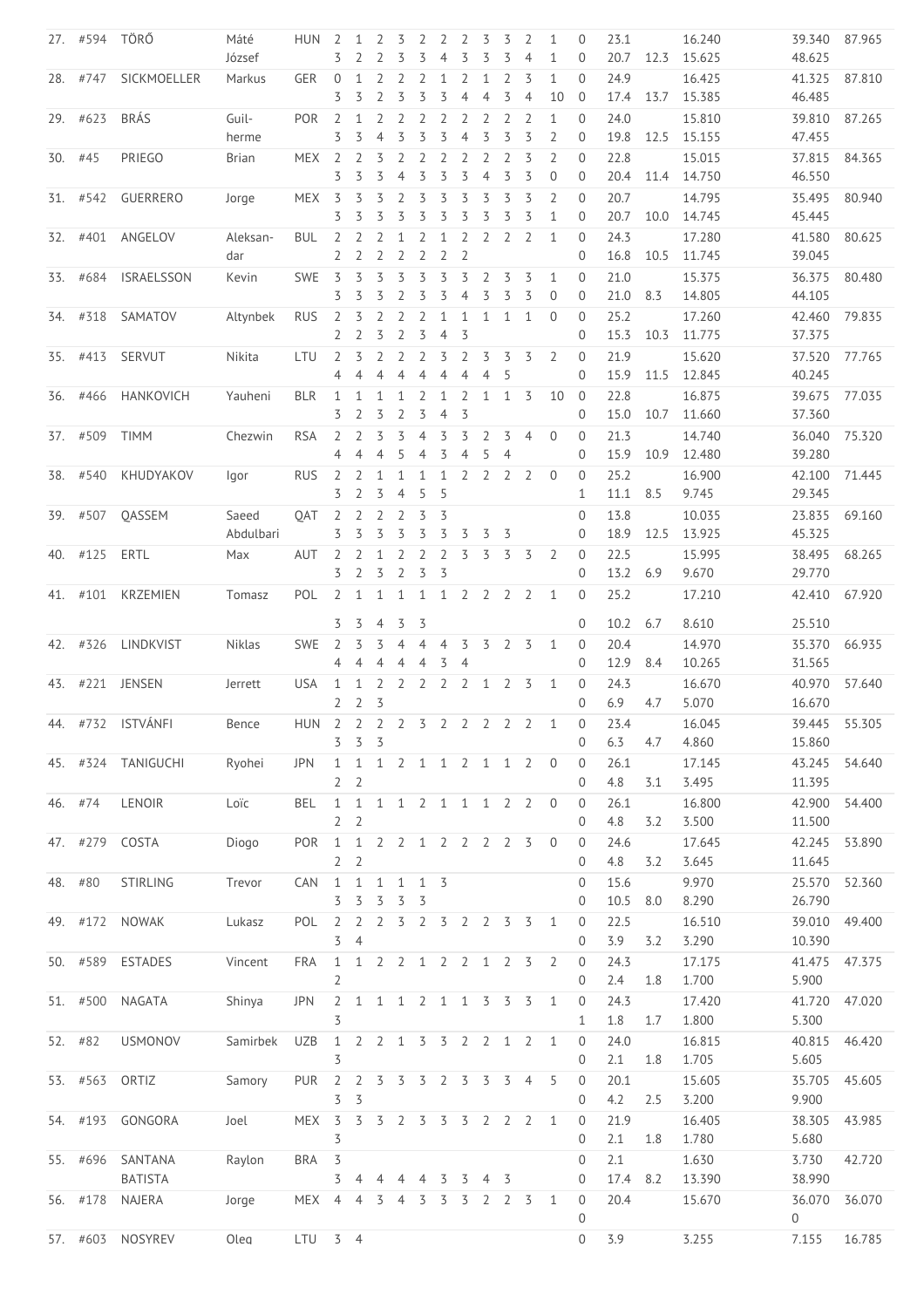| | | | | | | | | | | | | | | | | | | | | | |
|---|---|---|---|---|---|---|---|---|---|---|---|---|---|---|---|---|---|---|---|---|---|
| 27. | #594 | TÖRŐ | Máté József | HUN | 2 | 1 | 2 | 3 | 2 | 2 | 2 | 3 | 3 | 2 | 1 | 0 | 23.1 | | 16.240 | 39.340 | 87.965 |
| | | | | | 3 | 2 | 2 | 3 | 3 | 4 | 3 | 3 | 3 | 4 | 1 | 0 | 20.7 | 12.3 | 15.625 | 48.625 | |
| 28. | #747 | SICKMOELLER | Markus | GER | 0 | 1 | 2 | 2 | 2 | 1 | 2 | 1 | 2 | 3 | 1 | 0 | 24.9 | | 16.425 | 41.325 | 87.810 |
| | | | | | 3 | 3 | 2 | 3 | 3 | 3 | 4 | 4 | 3 | 4 | 10 | 0 | 17.4 | 13.7 | 15.385 | 46.485 | |
| 29. | #623 | BRÁS | Guilherme | POR | 2 | 1 | 2 | 2 | 2 | 2 | 2 | 2 | 2 | 2 | 1 | 0 | 24.0 | | 15.810 | 39.810 | 87.265 |
| | | | | | 3 | 3 | 4 | 3 | 3 | 3 | 4 | 3 | 3 | 3 | 2 | 0 | 19.8 | 12.5 | 15.155 | 47.455 | |
| 30. | #45 | PRIEGO | Brian | MEX | 2 | 2 | 3 | 2 | 2 | 2 | 2 | 2 | 2 | 3 | 2 | 0 | 22.8 | | 15.015 | 37.815 | 84.365 |
| | | | | | 3 | 3 | 3 | 4 | 3 | 3 | 3 | 4 | 3 | 3 | 0 | 0 | 20.4 | 11.4 | 14.750 | 46.550 | |
| 31. | #542 | GUERRERO | Jorge | MEX | 3 | 3 | 3 | 2 | 3 | 3 | 3 | 3 | 3 | 3 | 2 | 0 | 20.7 | | 14.795 | 35.495 | 80.940 |
| | | | | | 3 | 3 | 3 | 3 | 3 | 3 | 3 | 3 | 3 | 3 | 1 | 0 | 20.7 | 10.0 | 14.745 | 45.445 | |
| 32. | #401 | ANGELOV | Aleksandar | BUL | 2 | 2 | 2 | 1 | 2 | 1 | 2 | 2 | 2 | 2 | 1 | 0 | 24.3 | | 17.280 | 41.580 | 80.625 |
| | | | | | 2 | 2 | 2 | 2 | 2 | 2 | 2 | | | | | 0 | 16.8 | 10.5 | 11.745 | 39.045 | |
| 33. | #684 | ISRAELSSON | Kevin | SWE | 3 | 3 | 3 | 3 | 3 | 3 | 3 | 2 | 3 | 3 | 1 | 0 | 21.0 | | 15.375 | 36.375 | 80.480 |
| | | | | | 3 | 3 | 3 | 2 | 3 | 3 | 4 | 3 | 3 | 3 | 0 | 0 | 21.0 | 8.3 | 14.805 | 44.105 | |
| 34. | #318 | SAMATOV | Altynbek | RUS | 2 | 3 | 2 | 2 | 2 | 1 | 1 | 1 | 1 | 1 | 0 | 0 | 25.2 | | 17.260 | 42.460 | 79.835 |
| | | | | | 2 | 2 | 3 | 2 | 3 | 4 | 3 | | | | | 0 | 15.3 | 10.3 | 11.775 | 37.375 | |
| 35. | #413 | SERVUT | Nikita | LTU | 2 | 3 | 2 | 2 | 2 | 3 | 2 | 3 | 3 | 3 | 2 | 0 | 21.9 | | 15.620 | 37.520 | 77.765 |
| | | | | | 4 | 4 | 4 | 4 | 4 | 4 | 4 | 4 | 5 | | | 0 | 15.9 | 11.5 | 12.845 | 40.245 | |
| 36. | #466 | HANKOVICH | Yauheni | BLR | 1 | 1 | 1 | 1 | 2 | 1 | 2 | 1 | 1 | 3 | 10 | 0 | 22.8 | | 16.875 | 39.675 | 77.035 |
| | | | | | 3 | 2 | 3 | 2 | 3 | 4 | 3 | | | | | 0 | 15.0 | 10.7 | 11.660 | 37.360 | |
| 37. | #509 | TIMM | Chezwin | RSA | 2 | 2 | 3 | 3 | 4 | 3 | 3 | 2 | 3 | 4 | 0 | 0 | 21.3 | | 14.740 | 36.040 | 75.320 |
| | | | | | 4 | 4 | 4 | 5 | 4 | 3 | 4 | 5 | 4 | | | 0 | 15.9 | 10.9 | 12.480 | 39.280 | |
| 38. | #540 | KHUDYAKOV | Igor | RUS | 2 | 2 | 1 | 1 | 1 | 1 | 2 | 2 | 2 | 2 | 0 | 0 | 25.2 | | 16.900 | 42.100 | 71.445 |
| | | | | | 3 | 2 | 3 | 4 | 5 | 5 | | | | | | 1 | 11.1 | 8.5 | 9.745 | 29.345 | |
| 39. | #507 | QASSEM | Saeed Abdulbari | QAT | 2 | 2 | 2 | 2 | 3 | 3 | | | | | | 0 | 13.8 | | 10.035 | 23.835 | 69.160 |
| | | | | | 3 | 3 | 3 | 3 | 3 | 3 | 3 | 3 | 3 | | | 0 | 18.9 | 12.5 | 13.925 | 45.325 | |
| 40. | #125 | ERTL | Max | AUT | 2 | 2 | 1 | 2 | 2 | 2 | 3 | 3 | 3 | 3 | 2 | 0 | 22.5 | | 15.995 | 38.495 | 68.265 |
| | | | | | 3 | 2 | 3 | 2 | 3 | 3 | | | | | | 0 | 13.2 | 6.9 | 9.670 | 29.770 | |
| 41. | #101 | KRZEMIEN | Tomasz | POL | 2 | 1 | 1 | 1 | 1 | 1 | 2 | 2 | 2 | 2 | 1 | 0 | 25.2 | | 17.210 | 42.410 | 67.920 |
| | | | | | 3 | 3 | 4 | 3 | 3 | | | | | | | 0 | 10.2 | 6.7 | 8.610 | 25.510 | |
| 42. | #326 | LINDKVIST | Niklas | SWE | 2 | 3 | 3 | 4 | 4 | 4 | 3 | 3 | 2 | 3 | 1 | 0 | 20.4 | | 14.970 | 35.370 | 66.935 |
| | | | | | 4 | 4 | 4 | 4 | 4 | 4 | 3 | 4 | | | | 0 | 12.9 | 8.4 | 10.265 | 31.565 | |
| 43. | #221 | JENSEN | Jerrett | USA | 1 | 1 | 2 | 2 | 2 | 2 | 2 | 1 | 2 | 3 | 1 | 0 | 24.3 | | 16.670 | 40.970 | 57.640 |
| | | | | | 2 | 2 | 3 | | | | | | | | | 0 | 6.9 | 4.7 | 5.070 | 16.670 | |
| 44. | #732 | ISTVÁNFI | Bence | HUN | 2 | 2 | 2 | 2 | 3 | 2 | 2 | 2 | 2 | 2 | 1 | 0 | 23.4 | | 16.045 | 39.445 | 55.305 |
| | | | | | 3 | 3 | 3 | | | | | | | | | 0 | 6.3 | 4.7 | 4.860 | 15.860 | |
| 45. | #324 | TANIGUCHI | Ryohei | JPN | 1 | 1 | 1 | 2 | 1 | 1 | 2 | 1 | 1 | 2 | 0 | 0 | 26.1 | | 17.145 | 43.245 | 54.640 |
| | | | | | 2 | 2 | | | | | | | | | | 0 | 4.8 | 3.1 | 3.495 | 11.395 | |
| 46. | #74 | LENOIR | Loïc | BEL | 1 | 1 | 1 | 1 | 2 | 1 | 1 | 1 | 2 | 2 | 0 | 0 | 26.1 | | 16.800 | 42.900 | 54.400 |
| | | | | | 2 | 2 | | | | | | | | | | 0 | 4.8 | 3.2 | 3.500 | 11.500 | |
| 47. | #279 | COSTA | Diogo | POR | 1 | 1 | 2 | 2 | 1 | 2 | 2 | 2 | 2 | 3 | 0 | 0 | 24.6 | | 17.645 | 42.245 | 53.890 |
| | | | | | 2 | 2 | | | | | | | | | | 0 | 4.8 | 3.2 | 3.645 | 11.645 | |
| 48. | #80 | STIRLING | Trevor | CAN | 1 | 1 | 1 | 1 | 1 | 3 | | | | | | 0 | 15.6 | | 9.970 | 25.570 | 52.360 |
| | | | | | 3 | 3 | 3 | 3 | 3 | | | | | | | 0 | 10.5 | 8.0 | 8.290 | 26.790 | |
| 49. | #172 | NOWAK | Lukasz | POL | 2 | 2 | 2 | 3 | 2 | 3 | 2 | 2 | 3 | 3 | 1 | 0 | 22.5 | | 16.510 | 39.010 | 49.400 |
| | | | | | 3 | 4 | | | | | | | | | | 0 | 3.9 | 3.2 | 3.290 | 10.390 | |
| 50. | #589 | ESTADES | Vincent | FRA | 1 | 1 | 2 | 2 | 1 | 2 | 2 | 1 | 2 | 3 | 2 | 0 | 24.3 | | 17.175 | 41.475 | 47.375 |
| | | | | | 2 | | | | | | | | | | | 0 | 2.4 | 1.8 | 1.700 | 5.900 | |
| 51. | #500 | NAGATA | Shinya | JPN | 2 | 1 | 1 | 1 | 2 | 1 | 1 | 3 | 3 | 3 | 1 | 0 | 24.3 | | 17.420 | 41.720 | 47.020 |
| | | | | | 3 | | | | | | | | | | | 1 | 1.8 | 1.7 | 1.800 | 5.300 | |
| 52. | #82 | USMONOV | Samirbek | UZB | 1 | 2 | 2 | 1 | 3 | 3 | 2 | 2 | 1 | 2 | 1 | 0 | 24.0 | | 16.815 | 40.815 | 46.420 |
| | | | | | 3 | | | | | | | | | | | 0 | 2.1 | 1.8 | 1.705 | 5.605 | |
| 53. | #563 | ORTIZ | Samory | PUR | 2 | 2 | 3 | 3 | 3 | 2 | 3 | 3 | 3 | 4 | 5 | 0 | 20.1 | | 15.605 | 35.705 | 45.605 |
| | | | | | 3 | 3 | | | | | | | | | | 0 | 4.2 | 2.5 | 3.200 | 9.900 | |
| 54. | #193 | GONGORA | Joel | MEX | 3 | 3 | 3 | 2 | 3 | 3 | 3 | 2 | 2 | 2 | 1 | 0 | 21.9 | | 16.405 | 38.305 | 43.985 |
| | | | | | 3 | | | | | | | | | | | 0 | 2.1 | 1.8 | 1.780 | 5.680 | |
| 55. | #696 | SANTANA BATISTA | Raylon | BRA | 3 | | | | | | | | | | | 0 | 2.1 | | 1.630 | 3.730 | 42.720 |
| | | | | | 3 | 4 | 4 | 4 | 4 | 3 | 3 | 4 | 3 | | | 0 | 17.4 | 8.2 | 13.390 | 38.990 | |
| 56. | #178 | NAJERA | Jorge | MEX | 4 | 4 | 3 | 4 | 3 | 3 | 3 | 2 | 2 | 3 | 1 | 0 | 20.4 | | 15.670 | 36.070 | 36.070 |
| | | | | | | | | | | | | | | | | 0 | | | | 0 | |
| 57. | #603 | NOSYREV | Oleg | LTU | 3 | 4 | | | | | | | | | | 0 | 3.9 | | 3.255 | 7.155 | 16.785 |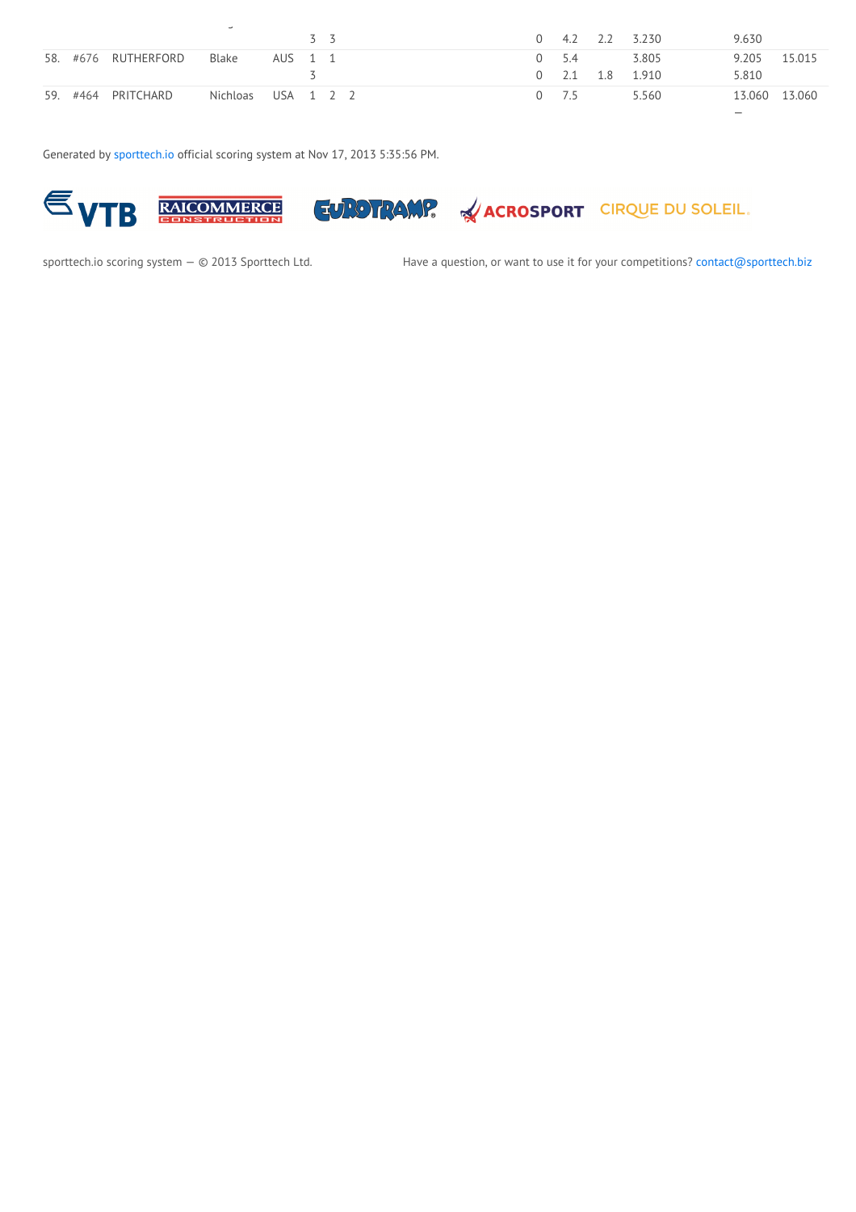| | | | | | | | | | | | | | |
|---|---|---|---|---|---|---|---|---|---|---|---|---|---|
| | | | | | 3 | 3 | | 0 | 4.2 | 2.2 | 3.230 | 9.630 | |
| 58. | #676 | RUTHERFORD | Blake | AUS | 1 | 1 | | 0 | 5.4 | | 3.805 | 9.205 | 15.015 |
| | | | | | 3 | | | 0 | 2.1 | 1.8 | 1.910 | 5.810 | |
| 59. | #464 | PRITCHARD | Nichloas | USA | 1 | 2 | 2 | 0 | 7.5 | | 5.560 | 13.060 – | 13.060 |

Generated by sporttech.io official scoring system at Nov 17, 2013 5:35:56 PM.

VTB RAICOMMERCE CONSTRUCTION EUROTRAMP ACROSPORT CIRQUE DU SOLEIL.

sporttech.io scoring system — © 2013 Sporttech Ltd. Have a question, or want to use it for your competitions? contact@sporttech.biz